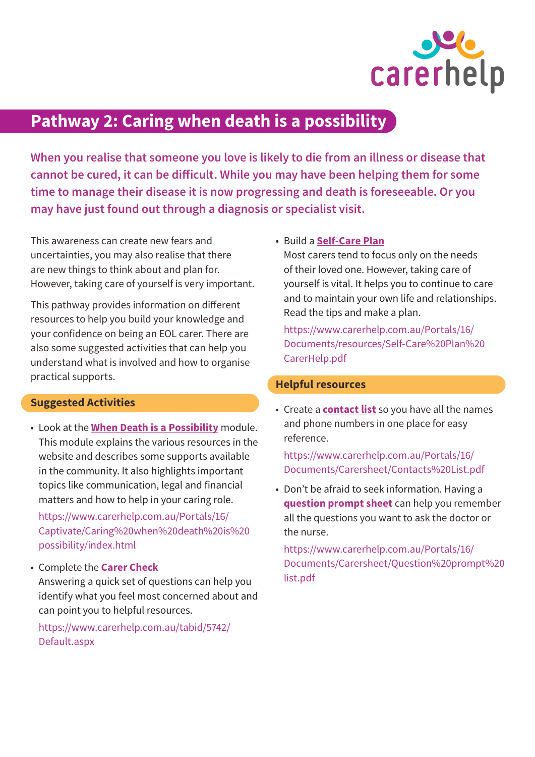carerhelp

# Pathway 2: Caring when death is a possibility

**When you realise that someone you love is likely to die from an illness or disease that cannot be cured, it can be difficult. While you may have been helping them for some time to manage their disease it is now progressing and death is foreseeable. Or you may have just found out through a diagnosis or specialist visit.**

This awareness can create new fears and uncertainties, you may also realise that there are new things to think about and plan for. However, taking care of yourself is very important.

This pathway provides information on different resources to help you build your knowledge and your confidence on being an EOL carer. There are also some suggested activities that can help you understand what is involved and how to organise practical supports.

## Suggested Activities

- Look at the **When Death is a Possibility** module. This module explains the various resources in the website and describes some supports available in the community. It also highlights important topics like communication, legal and financial matters and how to help in your caring role.

  https://www.carerhelp.com.au/Portals/16/Captivate/Caring%20when%20death%20is%20possibility/index.html

- Complete the **Carer Check**
  Answering a quick set of questions can help you identify what you feel most concerned about and can point you to helpful resources.

  https://www.carerhelp.com.au/tabid/5742/Default.aspx

- Build a **Self-Care Plan**
  Most carers tend to focus only on the needs of their loved one. However, taking care of yourself is vital. It helps you to continue to care and to maintain your own life and relationships. Read the tips and make a plan.

  https://www.carerhelp.com.au/Portals/16/Documents/resources/Self-Care%20Plan%20CarerHelp.pdf

## Helpful resources

- Create a **contact list** so you have all the names and phone numbers in one place for easy reference.

  https://www.carerhelp.com.au/Portals/16/Documents/Carersheet/Contacts%20List.pdf

- Don't be afraid to seek information. Having a **question prompt sheet** can help you remember all the questions you want to ask the doctor or the nurse.

  https://www.carerhelp.com.au/Portals/16/Documents/Carersheet/Question%20prompt%20list.pdf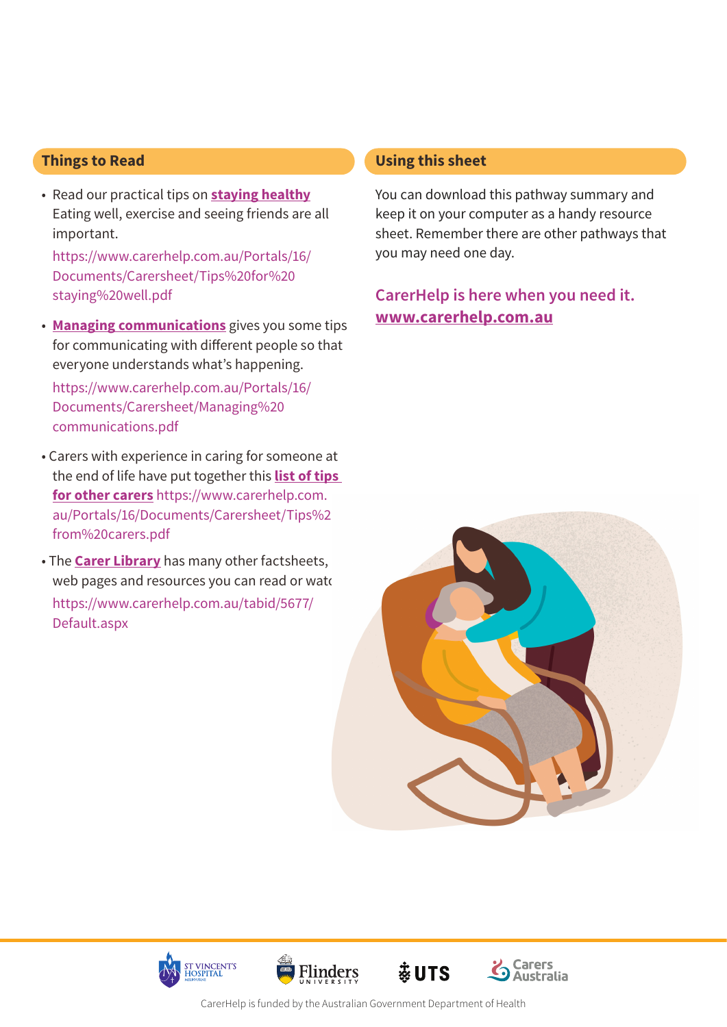## Things to Read

- Read our practical tips on **staying healthy** Eating well, exercise and seeing friends are all important.
  https://www.carerhelp.com.au/Portals/16/Documents/Carersheet/Tips%20for%20staying%20well.pdf

- **Managing communications** gives you some tips for communicating with different people so that everyone understands what's happening.
  https://www.carerhelp.com.au/Portals/16/Documents/Carersheet/Managing%20communications.pdf

- Carers with experience in caring for someone at the end of life have put together this **list of tips for other carers** https://www.carerhelp.com.au/Portals/16/Documents/Carersheet/Tips%2from%20carers.pdf

- The **Carer Library** has many other factsheets, web pages and resources you can read or watc
  https://www.carerhelp.com.au/tabid/5677/Default.aspx

## Using this sheet

You can download this pathway summary and keep it on your computer as a handy resource sheet. Remember there are other pathways that you may need one day.

**CarerHelp is here when you need it.**
**www.carerhelp.com.au**

ST VINCENT'S HOSPITAL MELBOURNE | Flinders UNIVERSITY | UTS | Carers Australia

CarerHelp is funded by the Australian Government Department of Health